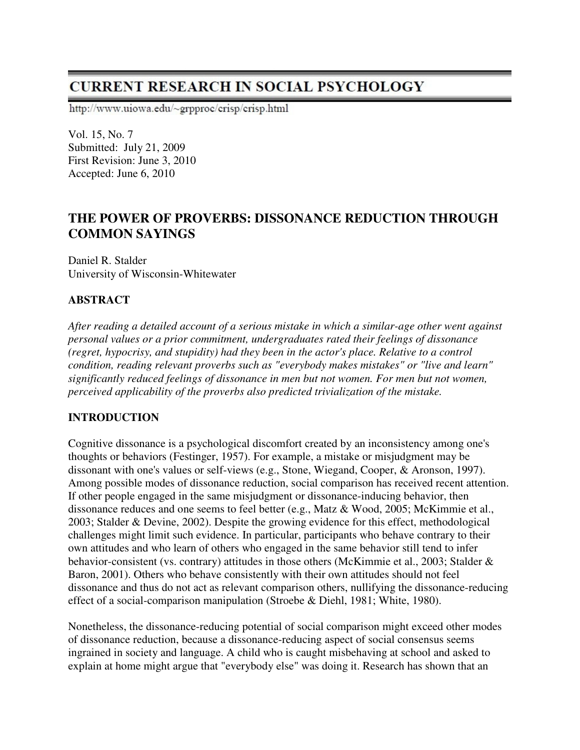# CURRENT RESEARCH IN SOCIAL PSYCHOLOGY

http://www.uiowa.edu/~grpproc/crisp/crisp.html

Vol. 15, No. 7
Submitted: July 21, 2009
First Revision: June 3, 2010
Accepted: June 6, 2010

## THE POWER OF PROVERBS: DISSONANCE REDUCTION THROUGH COMMON SAYINGS

Daniel R. Stalder
University of Wisconsin-Whitewater

### ABSTRACT

*After reading a detailed account of a serious mistake in which a similar-age other went against personal values or a prior commitment, undergraduates rated their feelings of dissonance (regret, hypocrisy, and stupidity) had they been in the actor's place. Relative to a control condition, reading relevant proverbs such as "everybody makes mistakes" or "live and learn" significantly reduced feelings of dissonance in men but not women. For men but not women, perceived applicability of the proverbs also predicted trivialization of the mistake.*

### INTRODUCTION

Cognitive dissonance is a psychological discomfort created by an inconsistency among one's thoughts or behaviors (Festinger, 1957). For example, a mistake or misjudgment may be dissonant with one's values or self-views (e.g., Stone, Wiegand, Cooper, & Aronson, 1997). Among possible modes of dissonance reduction, social comparison has received recent attention. If other people engaged in the same misjudgment or dissonance-inducing behavior, then dissonance reduces and one seems to feel better (e.g., Matz & Wood, 2005; McKimmie et al., 2003; Stalder & Devine, 2002). Despite the growing evidence for this effect, methodological challenges might limit such evidence. In particular, participants who behave contrary to their own attitudes and who learn of others who engaged in the same behavior still tend to infer behavior-consistent (vs. contrary) attitudes in those others (McKimmie et al., 2003; Stalder & Baron, 2001). Others who behave consistently with their own attitudes should not feel dissonance and thus do not act as relevant comparison others, nullifying the dissonance-reducing effect of a social-comparison manipulation (Stroebe & Diehl, 1981; White, 1980).

Nonetheless, the dissonance-reducing potential of social comparison might exceed other modes of dissonance reduction, because a dissonance-reducing aspect of social consensus seems ingrained in society and language. A child who is caught misbehaving at school and asked to explain at home might argue that "everybody else" was doing it. Research has shown that an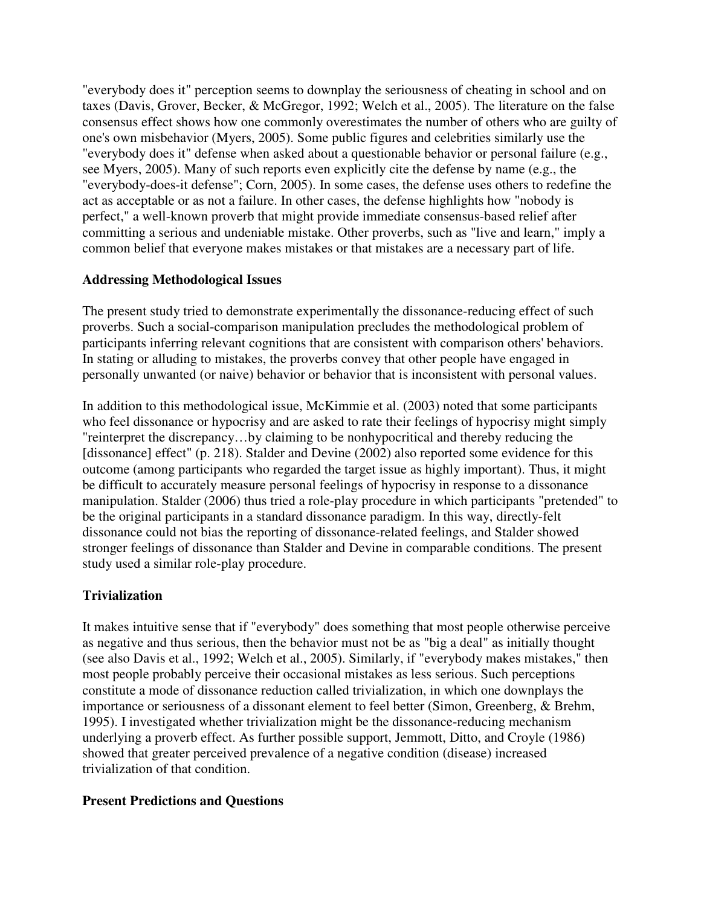"everybody does it" perception seems to downplay the seriousness of cheating in school and on taxes (Davis, Grover, Becker, & McGregor, 1992; Welch et al., 2005). The literature on the false consensus effect shows how one commonly overestimates the number of others who are guilty of one's own misbehavior (Myers, 2005). Some public figures and celebrities similarly use the "everybody does it" defense when asked about a questionable behavior or personal failure (e.g., see Myers, 2005). Many of such reports even explicitly cite the defense by name (e.g., the "everybody-does-it defense"; Corn, 2005). In some cases, the defense uses others to redefine the act as acceptable or as not a failure. In other cases, the defense highlights how "nobody is perfect," a well-known proverb that might provide immediate consensus-based relief after committing a serious and undeniable mistake. Other proverbs, such as "live and learn," imply a common belief that everyone makes mistakes or that mistakes are a necessary part of life.

### Addressing Methodological Issues

The present study tried to demonstrate experimentally the dissonance-reducing effect of such proverbs. Such a social-comparison manipulation precludes the methodological problem of participants inferring relevant cognitions that are consistent with comparison others' behaviors. In stating or alluding to mistakes, the proverbs convey that other people have engaged in personally unwanted (or naive) behavior or behavior that is inconsistent with personal values.

In addition to this methodological issue, McKimmie et al. (2003) noted that some participants who feel dissonance or hypocrisy and are asked to rate their feelings of hypocrisy might simply "reinterpret the discrepancy…by claiming to be nonhypocritical and thereby reducing the [dissonance] effect" (p. 218). Stalder and Devine (2002) also reported some evidence for this outcome (among participants who regarded the target issue as highly important). Thus, it might be difficult to accurately measure personal feelings of hypocrisy in response to a dissonance manipulation. Stalder (2006) thus tried a role-play procedure in which participants "pretended" to be the original participants in a standard dissonance paradigm. In this way, directly-felt dissonance could not bias the reporting of dissonance-related feelings, and Stalder showed stronger feelings of dissonance than Stalder and Devine in comparable conditions. The present study used a similar role-play procedure.

### Trivialization

It makes intuitive sense that if "everybody" does something that most people otherwise perceive as negative and thus serious, then the behavior must not be as "big a deal" as initially thought (see also Davis et al., 1992; Welch et al., 2005). Similarly, if "everybody makes mistakes," then most people probably perceive their occasional mistakes as less serious. Such perceptions constitute a mode of dissonance reduction called trivialization, in which one downplays the importance or seriousness of a dissonant element to feel better (Simon, Greenberg, & Brehm, 1995). I investigated whether trivialization might be the dissonance-reducing mechanism underlying a proverb effect. As further possible support, Jemmott, Ditto, and Croyle (1986) showed that greater perceived prevalence of a negative condition (disease) increased trivialization of that condition.

### Present Predictions and Questions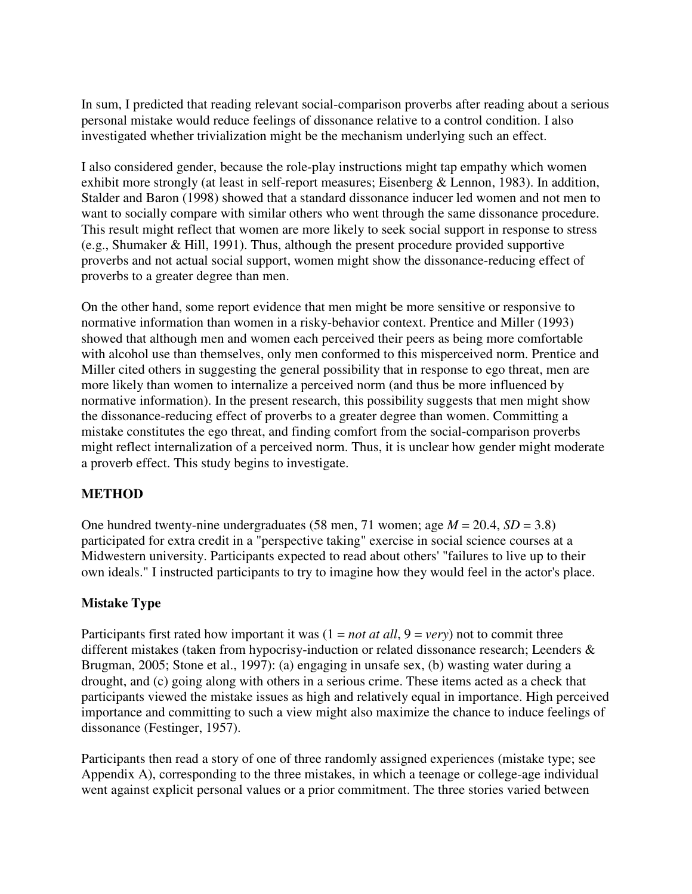In sum, I predicted that reading relevant social-comparison proverbs after reading about a serious personal mistake would reduce feelings of dissonance relative to a control condition. I also investigated whether trivialization might be the mechanism underlying such an effect.

I also considered gender, because the role-play instructions might tap empathy which women exhibit more strongly (at least in self-report measures; Eisenberg & Lennon, 1983). In addition, Stalder and Baron (1998) showed that a standard dissonance inducer led women and not men to want to socially compare with similar others who went through the same dissonance procedure. This result might reflect that women are more likely to seek social support in response to stress (e.g., Shumaker & Hill, 1991). Thus, although the present procedure provided supportive proverbs and not actual social support, women might show the dissonance-reducing effect of proverbs to a greater degree than men.

On the other hand, some report evidence that men might be more sensitive or responsive to normative information than women in a risky-behavior context. Prentice and Miller (1993) showed that although men and women each perceived their peers as being more comfortable with alcohol use than themselves, only men conformed to this misperceived norm. Prentice and Miller cited others in suggesting the general possibility that in response to ego threat, men are more likely than women to internalize a perceived norm (and thus be more influenced by normative information). In the present research, this possibility suggests that men might show the dissonance-reducing effect of proverbs to a greater degree than women. Committing a mistake constitutes the ego threat, and finding comfort from the social-comparison proverbs might reflect internalization of a perceived norm. Thus, it is unclear how gender might moderate a proverb effect. This study begins to investigate.

## METHOD

One hundred twenty-nine undergraduates (58 men, 71 women; age *M* = 20.4, *SD* = 3.8) participated for extra credit in a "perspective taking" exercise in social science courses at a Midwestern university. Participants expected to read about others' "failures to live up to their own ideals." I instructed participants to try to imagine how they would feel in the actor's place.

### Mistake Type

Participants first rated how important it was (1 = *not at all*, 9 = *very*) not to commit three different mistakes (taken from hypocrisy-induction or related dissonance research; Leenders & Brugman, 2005; Stone et al., 1997): (a) engaging in unsafe sex, (b) wasting water during a drought, and (c) going along with others in a serious crime. These items acted as a check that participants viewed the mistake issues as high and relatively equal in importance. High perceived importance and committing to such a view might also maximize the chance to induce feelings of dissonance (Festinger, 1957).

Participants then read a story of one of three randomly assigned experiences (mistake type; see Appendix A), corresponding to the three mistakes, in which a teenage or college-age individual went against explicit personal values or a prior commitment. The three stories varied between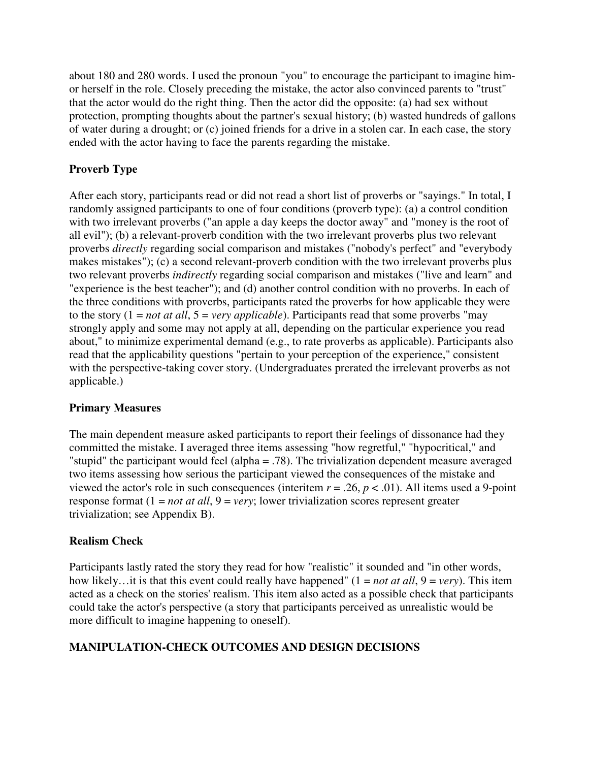about 180 and 280 words. I used the pronoun "you" to encourage the participant to imagine him- or herself in the role. Closely preceding the mistake, the actor also convinced parents to "trust" that the actor would do the right thing. Then the actor did the opposite: (a) had sex without protection, prompting thoughts about the partner's sexual history; (b) wasted hundreds of gallons of water during a drought; or (c) joined friends for a drive in a stolen car. In each case, the story ended with the actor having to face the parents regarding the mistake.

### Proverb Type

After each story, participants read or did not read a short list of proverbs or "sayings." In total, I randomly assigned participants to one of four conditions (proverb type): (a) a control condition with two irrelevant proverbs ("an apple a day keeps the doctor away" and "money is the root of all evil"); (b) a relevant-proverb condition with the two irrelevant proverbs plus two relevant proverbs *directly* regarding social comparison and mistakes ("nobody's perfect" and "everybody makes mistakes"); (c) a second relevant-proverb condition with the two irrelevant proverbs plus two relevant proverbs *indirectly* regarding social comparison and mistakes ("live and learn" and "experience is the best teacher"); and (d) another control condition with no proverbs. In each of the three conditions with proverbs, participants rated the proverbs for how applicable they were to the story (1 = *not at all*, 5 = *very applicable*). Participants read that some proverbs "may strongly apply and some may not apply at all, depending on the particular experience you read about," to minimize experimental demand (e.g., to rate proverbs as applicable). Participants also read that the applicability questions "pertain to your perception of the experience," consistent with the perspective-taking cover story. (Undergraduates prerated the irrelevant proverbs as not applicable.)

### Primary Measures

The main dependent measure asked participants to report their feelings of dissonance had they committed the mistake. I averaged three items assessing "how regretful," "hypocritical," and "stupid" the participant would feel (alpha = .78). The trivialization dependent measure averaged two items assessing how serious the participant viewed the consequences of the mistake and viewed the actor's role in such consequences (interitem $r = .26$, $p < .01$). All items used a 9-point response format (1 = *not at all*, 9 = *very*; lower trivialization scores represent greater trivialization; see Appendix B).

### Realism Check

Participants lastly rated the story they read for how "realistic" it sounded and "in other words, how likely…it is that this event could really have happened" (1 = *not at all*, 9 = *very*). This item acted as a check on the stories' realism. This item also acted as a possible check that participants could take the actor's perspective (a story that participants perceived as unrealistic would be more difficult to imagine happening to oneself).

## MANIPULATION-CHECK OUTCOMES AND DESIGN DECISIONS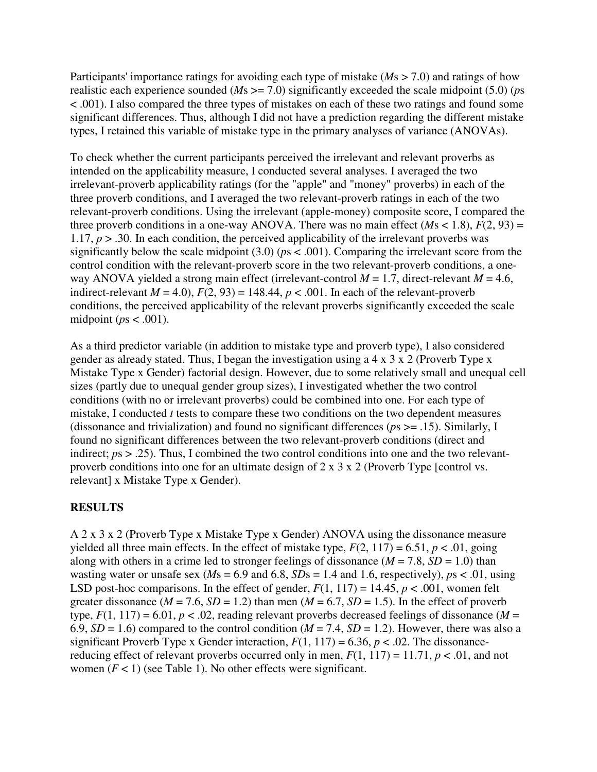Participants' importance ratings for avoiding each type of mistake (*M*s > 7.0) and ratings of how realistic each experience sounded (*M*s >= 7.0) significantly exceeded the scale midpoint (5.0) (*p*s < .001). I also compared the three types of mistakes on each of these two ratings and found some significant differences. Thus, although I did not have a prediction regarding the different mistake types, I retained this variable of mistake type in the primary analyses of variance (ANOVAs).

To check whether the current participants perceived the irrelevant and relevant proverbs as intended on the applicability measure, I conducted several analyses. I averaged the two irrelevant-proverb applicability ratings (for the "apple" and "money" proverbs) in each of the three proverb conditions, and I averaged the two relevant-proverb ratings in each of the two relevant-proverb conditions. Using the irrelevant (apple-money) composite score, I compared the three proverb conditions in a one-way ANOVA. There was no main effect (*M*s < 1.8), $F(2, 93) = 1.17$, $p > .30$. In each condition, the perceived applicability of the irrelevant proverbs was significantly below the scale midpoint (3.0) (*p*s < .001). Comparing the irrelevant score from the control condition with the relevant-proverb score in the two relevant-proverb conditions, a one-way ANOVA yielded a strong main effect (irrelevant-control $M = 1.7$, direct-relevant $M = 4.6$, indirect-relevant $M = 4.0$), $F(2, 93) = 148.44$, $p < .001$. In each of the relevant-proverb conditions, the perceived applicability of the relevant proverbs significantly exceeded the scale midpoint (*p*s < .001).

As a third predictor variable (in addition to mistake type and proverb type), I also considered gender as already stated. Thus, I began the investigation using a 4 x 3 x 2 (Proverb Type x Mistake Type x Gender) factorial design. However, due to some relatively small and unequal cell sizes (partly due to unequal gender group sizes), I investigated whether the two control conditions (with no or irrelevant proverbs) could be combined into one. For each type of mistake, I conducted *t* tests to compare these two conditions on the two dependent measures (dissonance and trivialization) and found no significant differences (*p*s >= .15). Similarly, I found no significant differences between the two relevant-proverb conditions (direct and indirect; *p*s > .25). Thus, I combined the two control conditions into one and the two relevant-proverb conditions into one for an ultimate design of 2 x 3 x 2 (Proverb Type [control vs. relevant] x Mistake Type x Gender).

## RESULTS

A 2 x 3 x 2 (Proverb Type x Mistake Type x Gender) ANOVA using the dissonance measure yielded all three main effects. In the effect of mistake type, $F(2, 117) = 6.51$, $p < .01$, going along with others in a crime led to stronger feelings of dissonance ($M = 7.8$, $SD = 1.0$) than wasting water or unsafe sex (*M*s = 6.9 and 6.8, *SD*s = 1.4 and 1.6, respectively), *p*s < .01, using LSD post-hoc comparisons. In the effect of gender, $F(1, 117) = 14.45$, $p < .001$, women felt greater dissonance ($M = 7.6$, $SD = 1.2$) than men ($M = 6.7$, $SD = 1.5$). In the effect of proverb type, $F(1, 117) = 6.01$, $p < .02$, reading relevant proverbs decreased feelings of dissonance ($M = 6.9$, $SD = 1.6$) compared to the control condition ($M = 7.4$, $SD = 1.2$). However, there was also a significant Proverb Type x Gender interaction, $F(1, 117) = 6.36$, $p < .02$. The dissonance-reducing effect of relevant proverbs occurred only in men, $F(1, 117) = 11.71$, $p < .01$, and not women ($F < 1$) (see Table 1). No other effects were significant.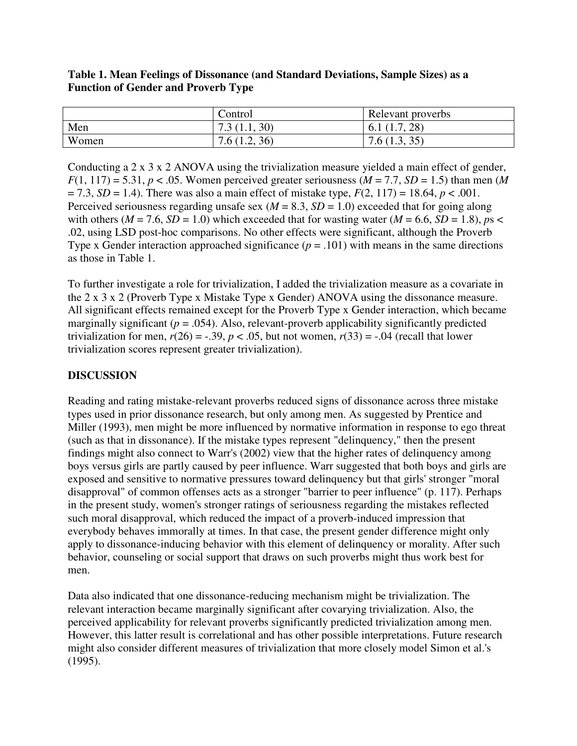**Table 1. Mean Feelings of Dissonance (and Standard Deviations, Sample Sizes) as a Function of Gender and Proverb Type**

| | Control | Relevant proverbs |
|---|---|---|
| Men | 7.3 (1.1, 30) | 6.1 (1.7, 28) |
| Women | 7.6 (1.2, 36) | 7.6 (1.3, 35) |

Conducting a 2 x 3 x 2 ANOVA using the trivialization measure yielded a main effect of gender, $F(1, 117) = 5.31$, $p < .05$. Women perceived greater seriousness ($M = 7.7$, $SD = 1.5$) than men ($M = 7.3$, $SD = 1.4$). There was also a main effect of mistake type, $F(2, 117) = 18.64$, $p < .001$. Perceived seriousness regarding unsafe sex ($M = 8.3$, $SD = 1.0$) exceeded that for going along with others ($M = 7.6$, $SD = 1.0$) which exceeded that for wasting water ($M = 6.6$, $SD = 1.8$), *p*s < .02, using LSD post-hoc comparisons. No other effects were significant, although the Proverb Type x Gender interaction approached significance ($p = .101$) with means in the same directions as those in Table 1.

To further investigate a role for trivialization, I added the trivialization measure as a covariate in the 2 x 3 x 2 (Proverb Type x Mistake Type x Gender) ANOVA using the dissonance measure. All significant effects remained except for the Proverb Type x Gender interaction, which became marginally significant ($p = .054$). Also, relevant-proverb applicability significantly predicted trivialization for men, $r(26) = -.39$, $p < .05$, but not women, $r(33) = -.04$ (recall that lower trivialization scores represent greater trivialization).

## DISCUSSION

Reading and rating mistake-relevant proverbs reduced signs of dissonance across three mistake types used in prior dissonance research, but only among men. As suggested by Prentice and Miller (1993), men might be more influenced by normative information in response to ego threat (such as that in dissonance). If the mistake types represent "delinquency," then the present findings might also connect to Warr's (2002) view that the higher rates of delinquency among boys versus girls are partly caused by peer influence. Warr suggested that both boys and girls are exposed and sensitive to normative pressures toward delinquency but that girls' stronger "moral disapproval" of common offenses acts as a stronger "barrier to peer influence" (p. 117). Perhaps in the present study, women's stronger ratings of seriousness regarding the mistakes reflected such moral disapproval, which reduced the impact of a proverb-induced impression that everybody behaves immorally at times. In that case, the present gender difference might only apply to dissonance-inducing behavior with this element of delinquency or morality. After such behavior, counseling or social support that draws on such proverbs might thus work best for men.

Data also indicated that one dissonance-reducing mechanism might be trivialization. The relevant interaction became marginally significant after covarying trivialization. Also, the perceived applicability for relevant proverbs significantly predicted trivialization among men. However, this latter result is correlational and has other possible interpretations. Future research might also consider different measures of trivialization that more closely model Simon et al.'s (1995).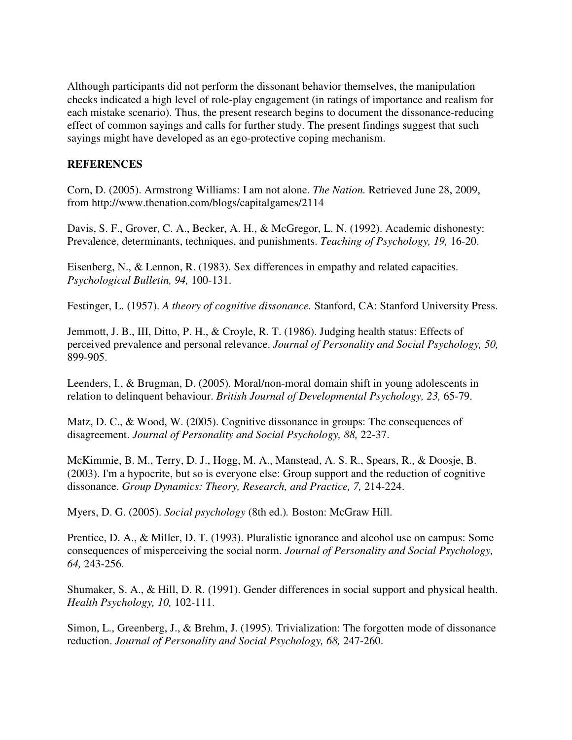Although participants did not perform the dissonant behavior themselves, the manipulation checks indicated a high level of role-play engagement (in ratings of importance and realism for each mistake scenario). Thus, the present research begins to document the dissonance-reducing effect of common sayings and calls for further study. The present findings suggest that such sayings might have developed as an ego-protective coping mechanism.

**REFERENCES**

Corn, D. (2005). Armstrong Williams: I am not alone. *The Nation.* Retrieved June 28, 2009, from http://www.thenation.com/blogs/capitalgames/2114

Davis, S. F., Grover, C. A., Becker, A. H., & McGregor, L. N. (1992). Academic dishonesty: Prevalence, determinants, techniques, and punishments. *Teaching of Psychology, 19,* 16-20.

Eisenberg, N., & Lennon, R. (1983). Sex differences in empathy and related capacities. *Psychological Bulletin, 94,* 100-131.

Festinger, L. (1957). *A theory of cognitive dissonance.* Stanford, CA: Stanford University Press.

Jemmott, J. B., III, Ditto, P. H., & Croyle, R. T. (1986). Judging health status: Effects of perceived prevalence and personal relevance. *Journal of Personality and Social Psychology, 50,* 899-905.

Leenders, I., & Brugman, D. (2005). Moral/non-moral domain shift in young adolescents in relation to delinquent behaviour. *British Journal of Developmental Psychology, 23,* 65-79.

Matz, D. C., & Wood, W. (2005). Cognitive dissonance in groups: The consequences of disagreement. *Journal of Personality and Social Psychology, 88,* 22-37.

McKimmie, B. M., Terry, D. J., Hogg, M. A., Manstead, A. S. R., Spears, R., & Doosje, B. (2003). I'm a hypocrite, but so is everyone else: Group support and the reduction of cognitive dissonance. *Group Dynamics: Theory, Research, and Practice, 7,* 214-224.

Myers, D. G. (2005). *Social psychology* (8th ed.)*.* Boston: McGraw Hill.

Prentice, D. A., & Miller, D. T. (1993). Pluralistic ignorance and alcohol use on campus: Some consequences of misperceiving the social norm. *Journal of Personality and Social Psychology, 64,* 243-256.

Shumaker, S. A., & Hill, D. R. (1991). Gender differences in social support and physical health. *Health Psychology, 10,* 102-111.

Simon, L., Greenberg, J., & Brehm, J. (1995). Trivialization: The forgotten mode of dissonance reduction. *Journal of Personality and Social Psychology, 68,* 247-260.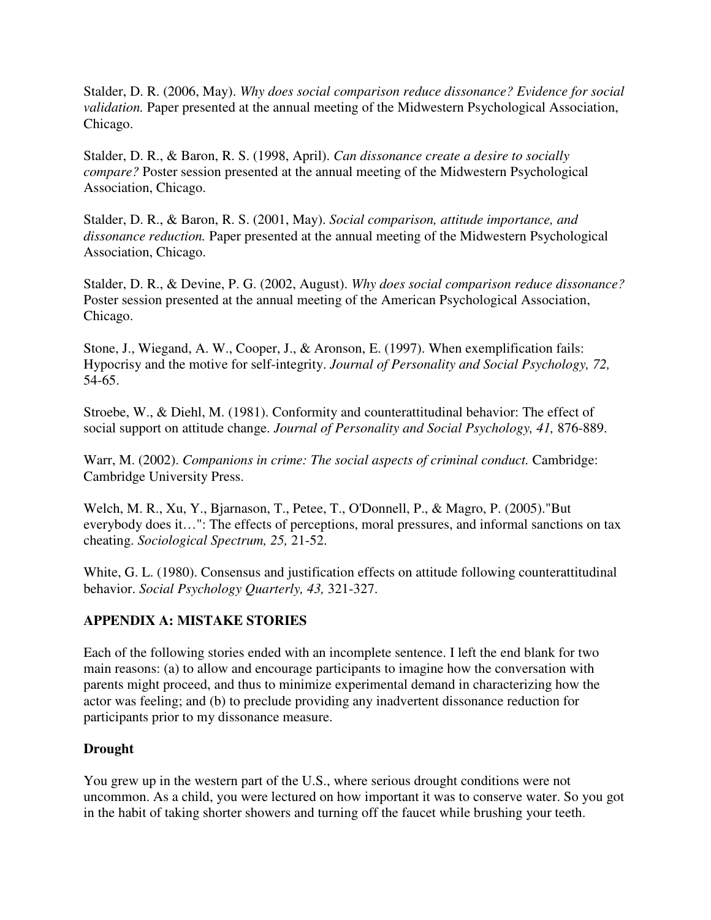Stalder, D. R. (2006, May). *Why does social comparison reduce dissonance? Evidence for social validation.* Paper presented at the annual meeting of the Midwestern Psychological Association, Chicago.

Stalder, D. R., & Baron, R. S. (1998, April). *Can dissonance create a desire to socially compare?* Poster session presented at the annual meeting of the Midwestern Psychological Association, Chicago.

Stalder, D. R., & Baron, R. S. (2001, May). *Social comparison, attitude importance, and dissonance reduction.* Paper presented at the annual meeting of the Midwestern Psychological Association, Chicago.

Stalder, D. R., & Devine, P. G. (2002, August). *Why does social comparison reduce dissonance?* Poster session presented at the annual meeting of the American Psychological Association, Chicago.

Stone, J., Wiegand, A. W., Cooper, J., & Aronson, E. (1997). When exemplification fails: Hypocrisy and the motive for self-integrity. *Journal of Personality and Social Psychology, 72,* 54-65.

Stroebe, W., & Diehl, M. (1981). Conformity and counterattitudinal behavior: The effect of social support on attitude change. *Journal of Personality and Social Psychology, 41,* 876-889.

Warr, M. (2002). *Companions in crime: The social aspects of criminal conduct.* Cambridge: Cambridge University Press.

Welch, M. R., Xu, Y., Bjarnason, T., Petee, T., O'Donnell, P., & Magro, P. (2005)."But everybody does it…": The effects of perceptions, moral pressures, and informal sanctions on tax cheating. *Sociological Spectrum, 25,* 21-52.

White, G. L. (1980). Consensus and justification effects on attitude following counterattitudinal behavior. *Social Psychology Quarterly, 43,* 321-327.

## APPENDIX A: MISTAKE STORIES

Each of the following stories ended with an incomplete sentence. I left the end blank for two main reasons: (a) to allow and encourage participants to imagine how the conversation with parents might proceed, and thus to minimize experimental demand in characterizing how the actor was feeling; and (b) to preclude providing any inadvertent dissonance reduction for participants prior to my dissonance measure.

### Drought

You grew up in the western part of the U.S., where serious drought conditions were not uncommon. As a child, you were lectured on how important it was to conserve water. So you got in the habit of taking shorter showers and turning off the faucet while brushing your teeth.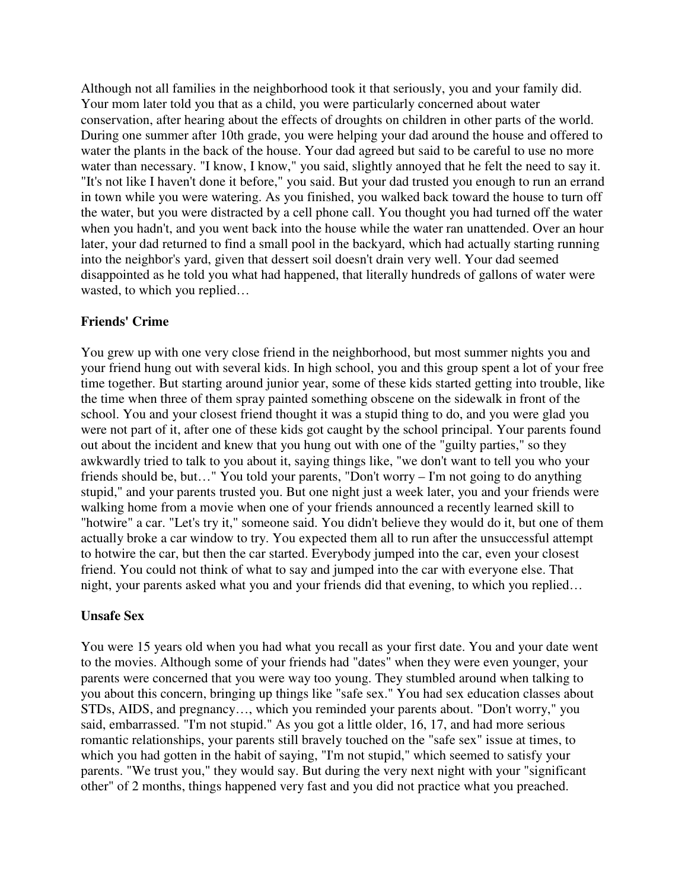Although not all families in the neighborhood took it that seriously, you and your family did. Your mom later told you that as a child, you were particularly concerned about water conservation, after hearing about the effects of droughts on children in other parts of the world. During one summer after 10th grade, you were helping your dad around the house and offered to water the plants in the back of the house. Your dad agreed but said to be careful to use no more water than necessary. "I know, I know," you said, slightly annoyed that he felt the need to say it. "It's not like I haven't done it before," you said. But your dad trusted you enough to run an errand in town while you were watering. As you finished, you walked back toward the house to turn off the water, but you were distracted by a cell phone call. You thought you had turned off the water when you hadn't, and you went back into the house while the water ran unattended. Over an hour later, your dad returned to find a small pool in the backyard, which had actually starting running into the neighbor's yard, given that dessert soil doesn't drain very well. Your dad seemed disappointed as he told you what had happened, that literally hundreds of gallons of water were wasted, to which you replied…

**Friends' Crime**

You grew up with one very close friend in the neighborhood, but most summer nights you and your friend hung out with several kids. In high school, you and this group spent a lot of your free time together. But starting around junior year, some of these kids started getting into trouble, like the time when three of them spray painted something obscene on the sidewalk in front of the school. You and your closest friend thought it was a stupid thing to do, and you were glad you were not part of it, after one of these kids got caught by the school principal. Your parents found out about the incident and knew that you hung out with one of the "guilty parties," so they awkwardly tried to talk to you about it, saying things like, "we don't want to tell you who your friends should be, but…" You told your parents, "Don't worry – I'm not going to do anything stupid," and your parents trusted you. But one night just a week later, you and your friends were walking home from a movie when one of your friends announced a recently learned skill to "hotwire" a car. "Let's try it," someone said. You didn't believe they would do it, but one of them actually broke a car window to try. You expected them all to run after the unsuccessful attempt to hotwire the car, but then the car started. Everybody jumped into the car, even your closest friend. You could not think of what to say and jumped into the car with everyone else. That night, your parents asked what you and your friends did that evening, to which you replied…

**Unsafe Sex**

You were 15 years old when you had what you recall as your first date. You and your date went to the movies. Although some of your friends had "dates" when they were even younger, your parents were concerned that you were way too young. They stumbled around when talking to you about this concern, bringing up things like "safe sex." You had sex education classes about STDs, AIDS, and pregnancy…, which you reminded your parents about. "Don't worry," you said, embarrassed. "I'm not stupid." As you got a little older, 16, 17, and had more serious romantic relationships, your parents still bravely touched on the "safe sex" issue at times, to which you had gotten in the habit of saying, "I'm not stupid," which seemed to satisfy your parents. "We trust you," they would say. But during the very next night with your "significant other" of 2 months, things happened very fast and you did not practice what you preached.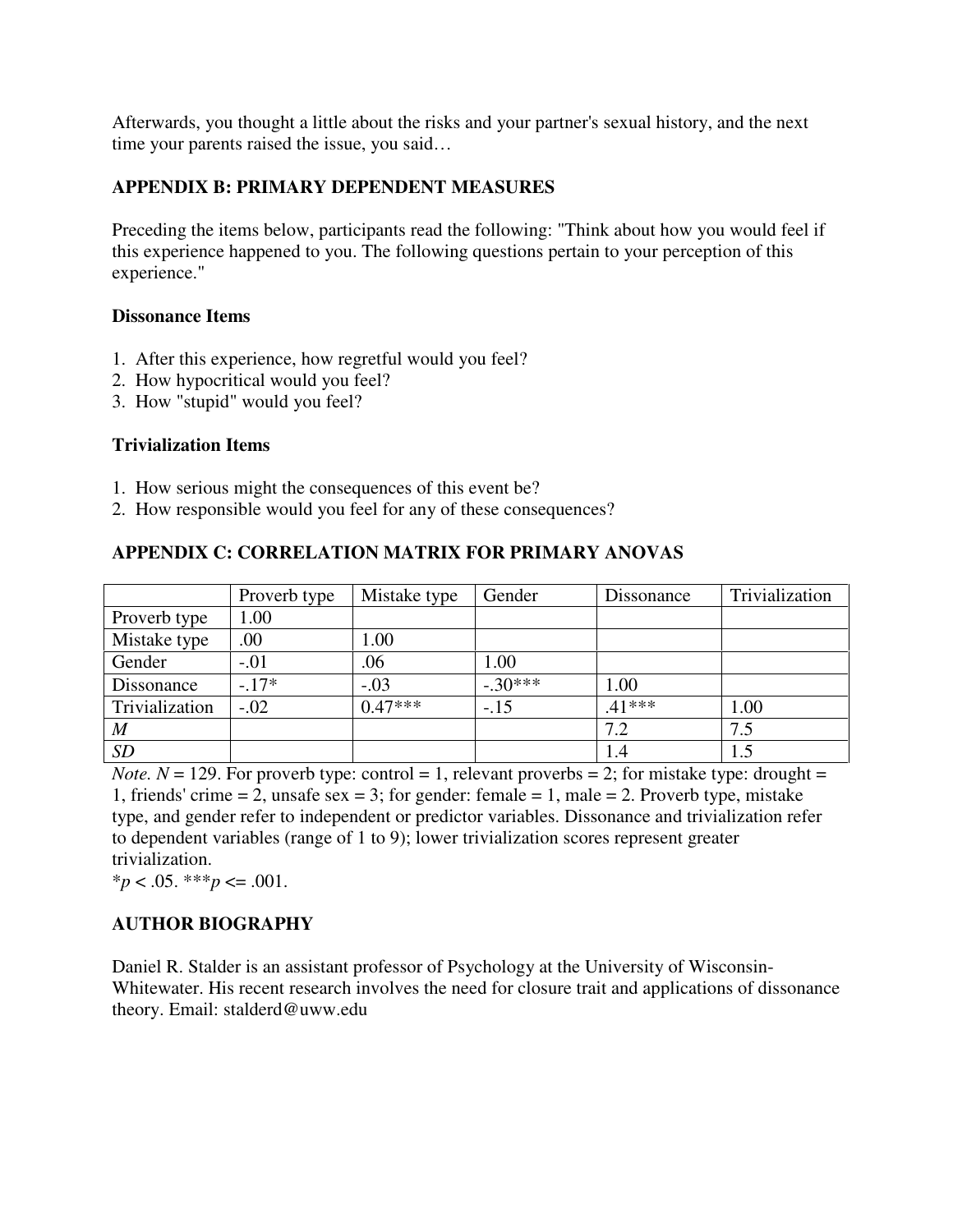Afterwards, you thought a little about the risks and your partner's sexual history, and the next time your parents raised the issue, you said…

## APPENDIX B: PRIMARY DEPENDENT MEASURES

Preceding the items below, participants read the following: "Think about how you would feel if this experience happened to you. The following questions pertain to your perception of this experience."

### Dissonance Items

1. After this experience, how regretful would you feel?
2. How hypocritical would you feel?
3. How "stupid" would you feel?

### Trivialization Items

1. How serious might the consequences of this event be?
2. How responsible would you feel for any of these consequences?

## APPENDIX C: CORRELATION MATRIX FOR PRIMARY ANOVAS

| | Proverb type | Mistake type | Gender | Dissonance | Trivialization |
|---|---|---|---|---|---|
| Proverb type | 1.00 | | | | |
| Mistake type | .00 | 1.00 | | | |
| Gender | -.01 | .06 | 1.00 | | |
| Dissonance | -.17* | -.03 | -.30*** | 1.00 | |
| Trivialization | -.02 | 0.47*** | -.15 | .41*** | 1.00 |
| *M* | | | | 7.2 | 7.5 |
| *SD* | | | | 1.4 | 1.5 |

*Note.* $N = 129$. For proverb type: control = 1, relevant proverbs = 2; for mistake type: drought = 1, friends' crime = 2, unsafe sex = 3; for gender: female = 1, male = 2. Proverb type, mistake type, and gender refer to independent or predictor variables. Dissonance and trivialization refer to dependent variables (range of 1 to 9); lower trivialization scores represent greater trivialization.
*$p < .05$. ***$p <= .001$.

## AUTHOR BIOGRAPHY

Daniel R. Stalder is an assistant professor of Psychology at the University of Wisconsin-Whitewater. His recent research involves the need for closure trait and applications of dissonance theory. Email: stalderd@uww.edu